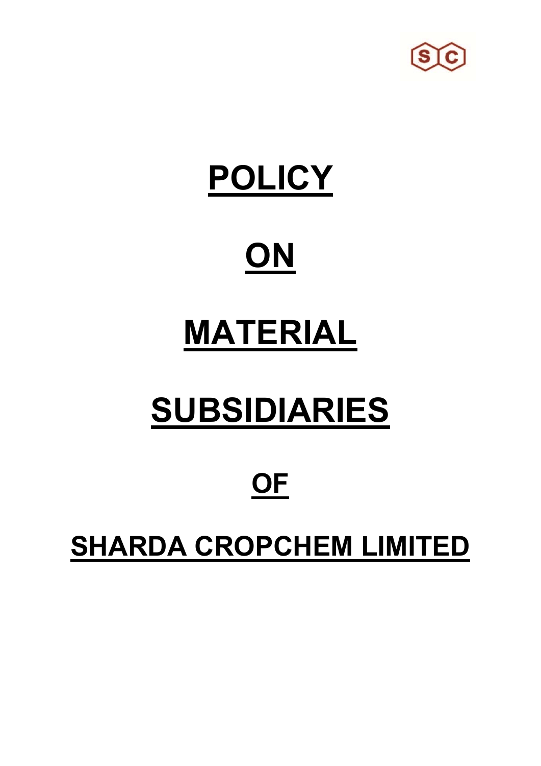# POLICY

# ON

# MATERIAL

# SUBSIDIARIES

## OF

## SHARDA CROPCHEM LIMITED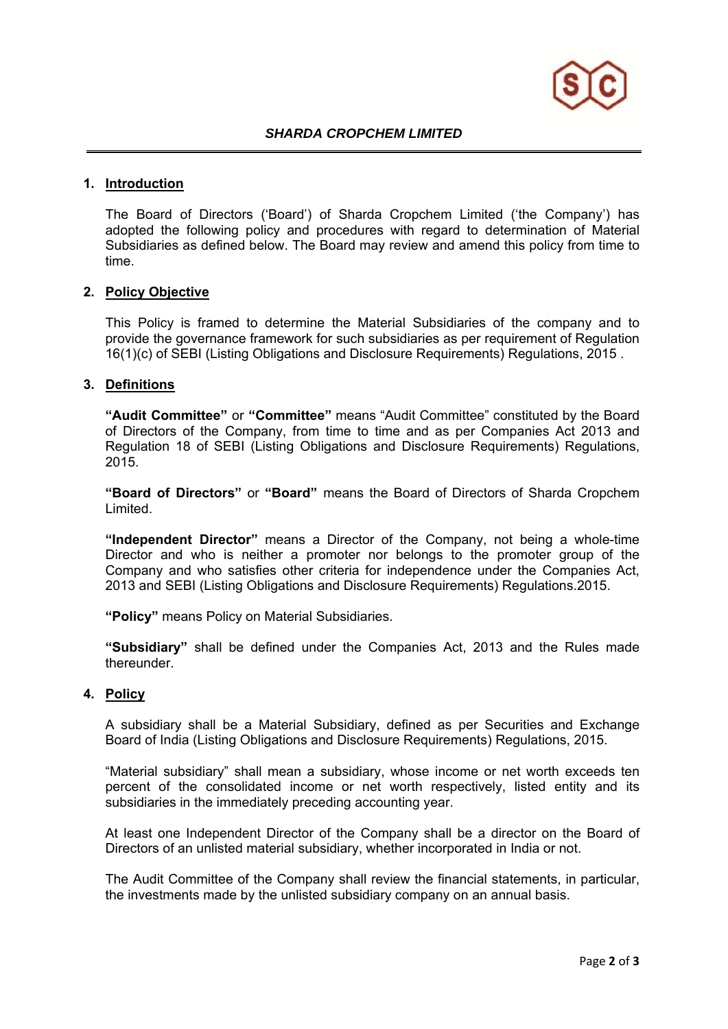***SHARDA CROPCHEM LIMITED***

## 1. Introduction

The Board of Directors ('Board') of Sharda Cropchem Limited ('the Company') has adopted the following policy and procedures with regard to determination of Material Subsidiaries as defined below. The Board may review and amend this policy from time to time.

## 2. Policy Objective

This Policy is framed to determine the Material Subsidiaries of the company and to provide the governance framework for such subsidiaries as per requirement of Regulation 16(1)(c) of SEBI (Listing Obligations and Disclosure Requirements) Regulations, 2015 .

## 3. Definitions

**"Audit Committee"** or **"Committee"** means "Audit Committee" constituted by the Board of Directors of the Company, from time to time and as per Companies Act 2013 and Regulation 18 of SEBI (Listing Obligations and Disclosure Requirements) Regulations, 2015.

**"Board of Directors"** or **"Board"** means the Board of Directors of Sharda Cropchem Limited.

**"Independent Director"** means a Director of the Company, not being a whole-time Director and who is neither a promoter nor belongs to the promoter group of the Company and who satisfies other criteria for independence under the Companies Act, 2013 and SEBI (Listing Obligations and Disclosure Requirements) Regulations.2015.

**"Policy"** means Policy on Material Subsidiaries.

**"Subsidiary"** shall be defined under the Companies Act, 2013 and the Rules made thereunder.

## 4. Policy

A subsidiary shall be a Material Subsidiary, defined as per Securities and Exchange Board of India (Listing Obligations and Disclosure Requirements) Regulations, 2015.

"Material subsidiary" shall mean a subsidiary, whose income or net worth exceeds ten percent of the consolidated income or net worth respectively, listed entity and its subsidiaries in the immediately preceding accounting year.

At least one Independent Director of the Company shall be a director on the Board of Directors of an unlisted material subsidiary, whether incorporated in India or not.

The Audit Committee of the Company shall review the financial statements, in particular, the investments made by the unlisted subsidiary company on an annual basis.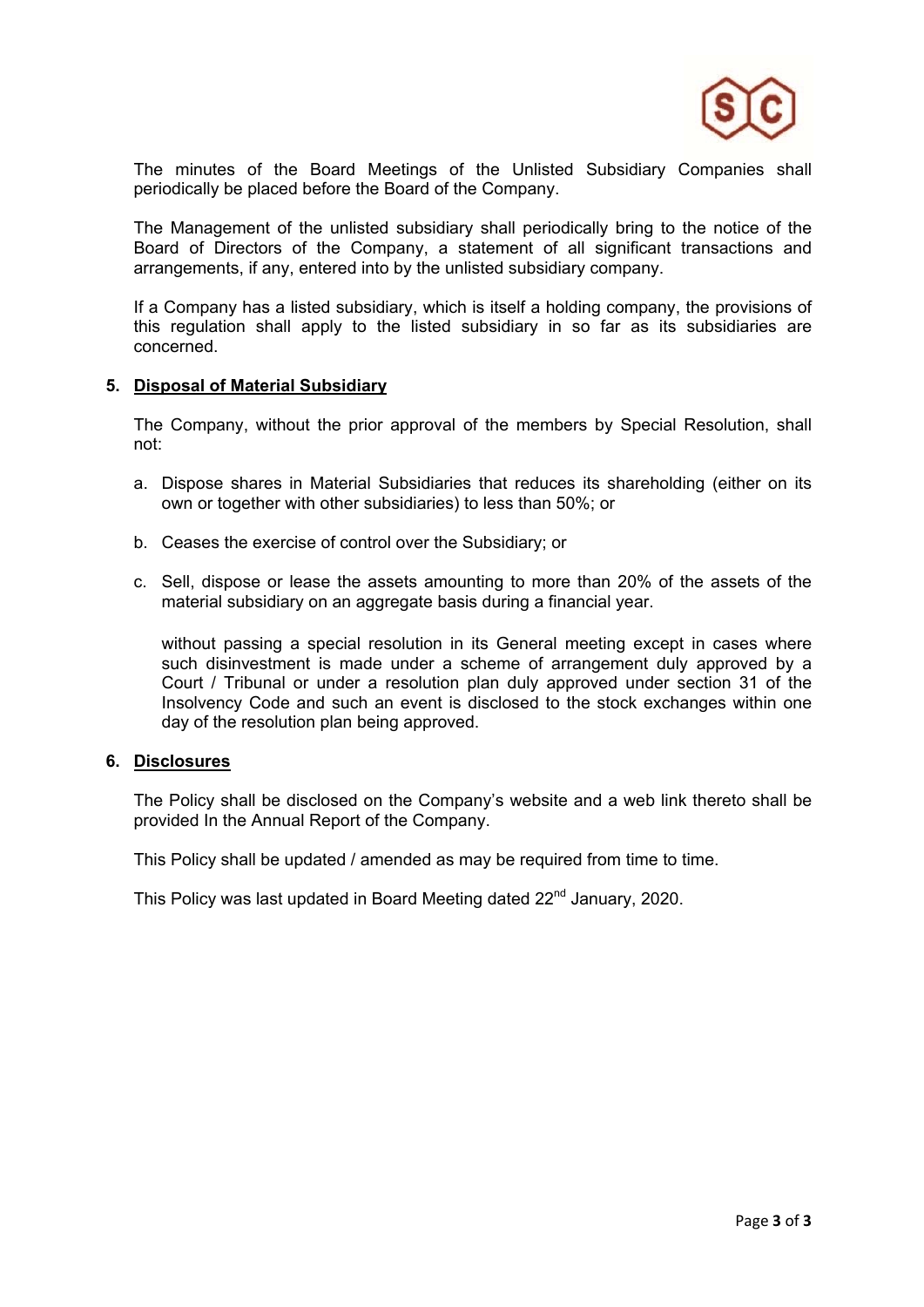The minutes of the Board Meetings of the Unlisted Subsidiary Companies shall periodically be placed before the Board of the Company.

The Management of the unlisted subsidiary shall periodically bring to the notice of the Board of Directors of the Company, a statement of all significant transactions and arrangements, if any, entered into by the unlisted subsidiary company.

If a Company has a listed subsidiary, which is itself a holding company, the provisions of this regulation shall apply to the listed subsidiary in so far as its subsidiaries are concerned.

## 5. Disposal of Material Subsidiary

The Company, without the prior approval of the members by Special Resolution, shall not:

a. Dispose shares in Material Subsidiaries that reduces its shareholding (either on its own or together with other subsidiaries) to less than 50%; or

b. Ceases the exercise of control over the Subsidiary; or

c. Sell, dispose or lease the assets amounting to more than 20% of the assets of the material subsidiary on an aggregate basis during a financial year.

   without passing a special resolution in its General meeting except in cases where such disinvestment is made under a scheme of arrangement duly approved by a Court / Tribunal or under a resolution plan duly approved under section 31 of the Insolvency Code and such an event is disclosed to the stock exchanges within one day of the resolution plan being approved.

## 6. Disclosures

The Policy shall be disclosed on the Company's website and a web link thereto shall be provided In the Annual Report of the Company.

This Policy shall be updated / amended as may be required from time to time.

This Policy was last updated in Board Meeting dated 22nd January, 2020.